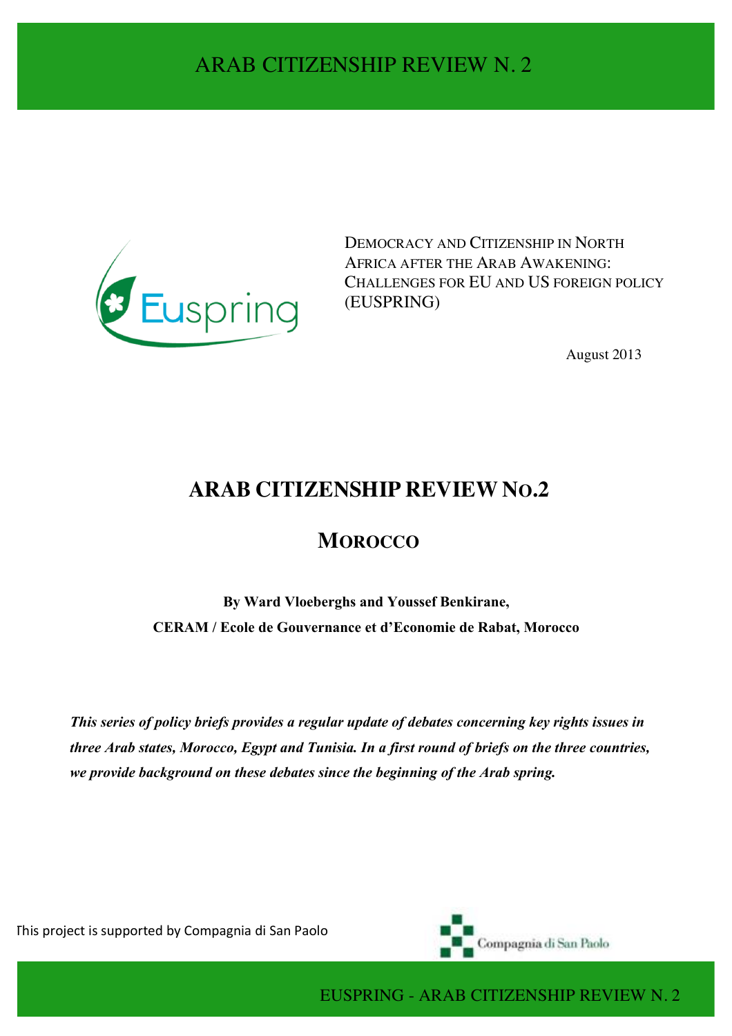DEMOCRACY AND CITIZENSHIP IN NORTH AFRICA AFTER THE ARAB AWAKENING: CHALLENGES FOR EU AND US FOREIGN POLICY (EUSPRING)

August 2013

# ARAB CITIZENSHIP REVIEW NO.2

## MOROCCO

**By Ward Vloeberghs and Youssef Benkirane,**
**CERAM / Ecole de Gouvernance et d'Economie de Rabat, Morocco**

***This series of policy briefs provides a regular update of debates concerning key rights issues in three Arab states, Morocco, Egypt and Tunisia. In a first round of briefs on the three countries, we provide background on these debates since the beginning of the Arab spring.***

This project is supported by Compagnia di San Paolo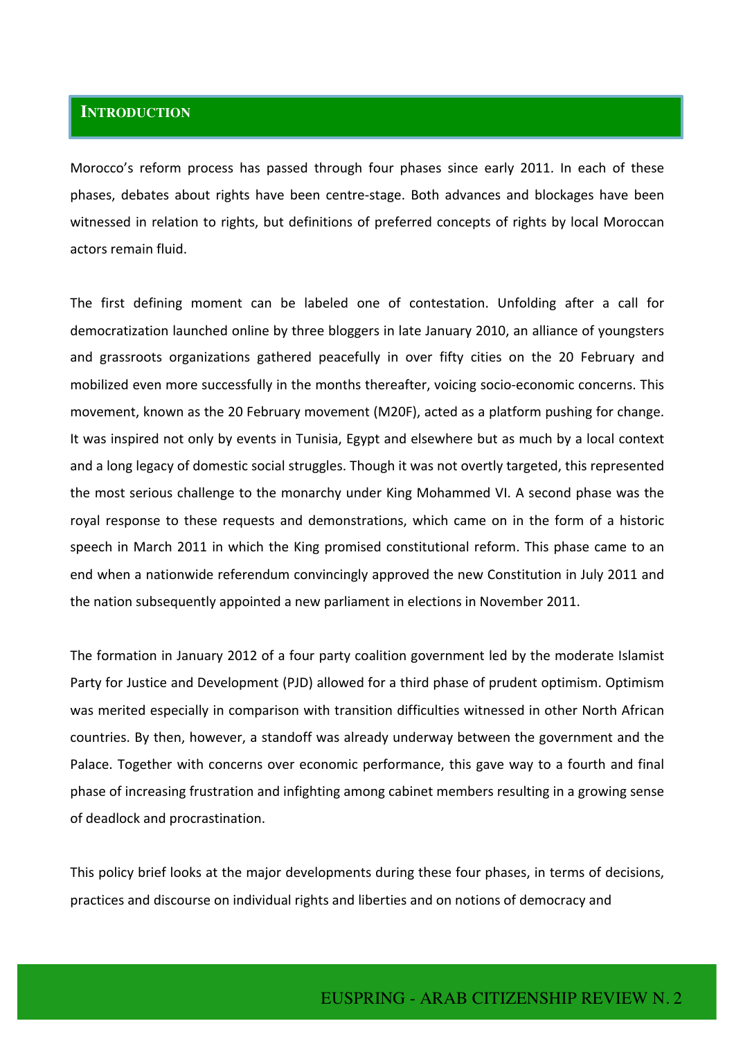## INTRODUCTION

Morocco's reform process has passed through four phases since early 2011. In each of these phases, debates about rights have been centre-stage. Both advances and blockages have been witnessed in relation to rights, but definitions of preferred concepts of rights by local Moroccan actors remain fluid.

The first defining moment can be labeled one of contestation. Unfolding after a call for democratization launched online by three bloggers in late January 2010, an alliance of youngsters and grassroots organizations gathered peacefully in over fifty cities on the 20 February and mobilized even more successfully in the months thereafter, voicing socio-economic concerns. This movement, known as the 20 February movement (M20F), acted as a platform pushing for change. It was inspired not only by events in Tunisia, Egypt and elsewhere but as much by a local context and a long legacy of domestic social struggles. Though it was not overtly targeted, this represented the most serious challenge to the monarchy under King Mohammed VI. A second phase was the royal response to these requests and demonstrations, which came on in the form of a historic speech in March 2011 in which the King promised constitutional reform. This phase came to an end when a nationwide referendum convincingly approved the new Constitution in July 2011 and the nation subsequently appointed a new parliament in elections in November 2011.

The formation in January 2012 of a four party coalition government led by the moderate Islamist Party for Justice and Development (PJD) allowed for a third phase of prudent optimism. Optimism was merited especially in comparison with transition difficulties witnessed in other North African countries. By then, however, a standoff was already underway between the government and the Palace. Together with concerns over economic performance, this gave way to a fourth and final phase of increasing frustration and infighting among cabinet members resulting in a growing sense of deadlock and procrastination.

This policy brief looks at the major developments during these four phases, in terms of decisions, practices and discourse on individual rights and liberties and on notions of democracy and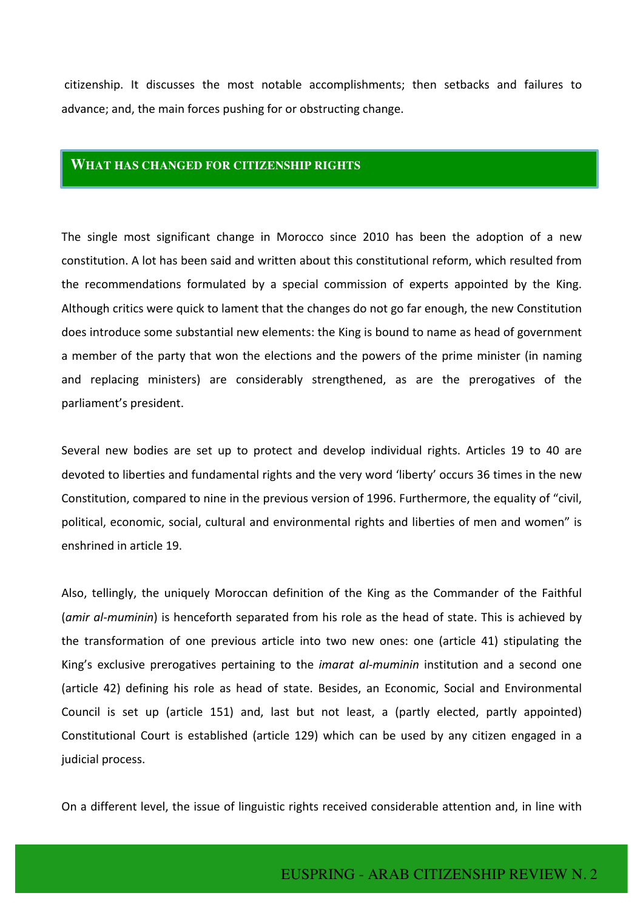citizenship. It discusses the most notable accomplishments; then setbacks and failures to advance; and, the main forces pushing for or obstructing change.

## WHAT HAS CHANGED FOR CITIZENSHIP RIGHTS

The single most significant change in Morocco since 2010 has been the adoption of a new constitution. A lot has been said and written about this constitutional reform, which resulted from the recommendations formulated by a special commission of experts appointed by the King. Although critics were quick to lament that the changes do not go far enough, the new Constitution does introduce some substantial new elements: the King is bound to name as head of government a member of the party that won the elections and the powers of the prime minister (in naming and replacing ministers) are considerably strengthened, as are the prerogatives of the parliament's president.

Several new bodies are set up to protect and develop individual rights. Articles 19 to 40 are devoted to liberties and fundamental rights and the very word 'liberty' occurs 36 times in the new Constitution, compared to nine in the previous version of 1996. Furthermore, the equality of "civil, political, economic, social, cultural and environmental rights and liberties of men and women" is enshrined in article 19.

Also, tellingly, the uniquely Moroccan definition of the King as the Commander of the Faithful (*amir al-muminin*) is henceforth separated from his role as the head of state. This is achieved by the transformation of one previous article into two new ones: one (article 41) stipulating the King's exclusive prerogatives pertaining to the *imarat al-muminin* institution and a second one (article 42) defining his role as head of state. Besides, an Economic, Social and Environmental Council is set up (article 151) and, last but not least, a (partly elected, partly appointed) Constitutional Court is established (article 129) which can be used by any citizen engaged in a judicial process.

On a different level, the issue of linguistic rights received considerable attention and, in line with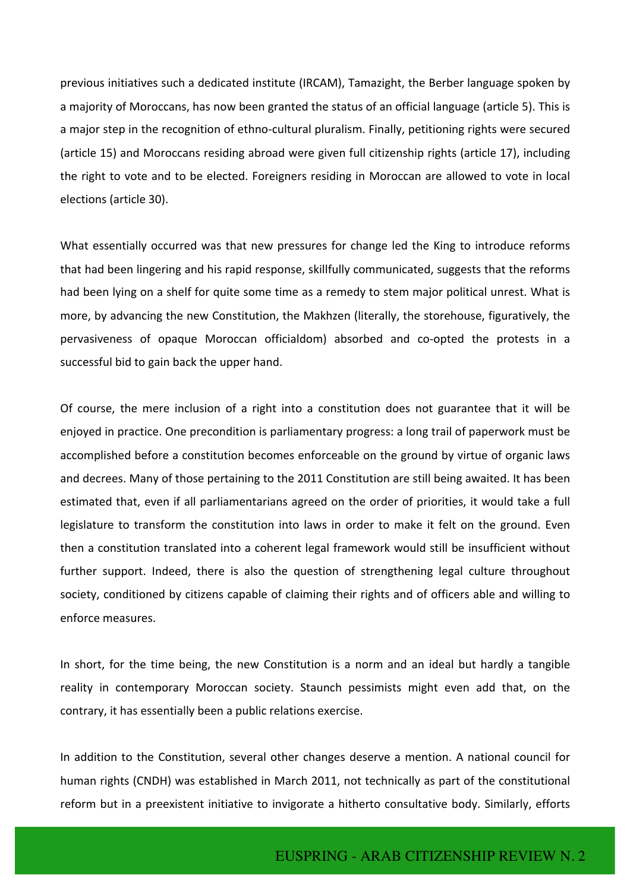previous initiatives such a dedicated institute (IRCAM), Tamazight, the Berber language spoken by a majority of Moroccans, has now been granted the status of an official language (article 5). This is a major step in the recognition of ethno-cultural pluralism. Finally, petitioning rights were secured (article 15) and Moroccans residing abroad were given full citizenship rights (article 17), including the right to vote and to be elected. Foreigners residing in Moroccan are allowed to vote in local elections (article 30).

What essentially occurred was that new pressures for change led the King to introduce reforms that had been lingering and his rapid response, skillfully communicated, suggests that the reforms had been lying on a shelf for quite some time as a remedy to stem major political unrest. What is more, by advancing the new Constitution, the Makhzen (literally, the storehouse, figuratively, the pervasiveness of opaque Moroccan officialdom) absorbed and co-opted the protests in a successful bid to gain back the upper hand.

Of course, the mere inclusion of a right into a constitution does not guarantee that it will be enjoyed in practice. One precondition is parliamentary progress: a long trail of paperwork must be accomplished before a constitution becomes enforceable on the ground by virtue of organic laws and decrees. Many of those pertaining to the 2011 Constitution are still being awaited. It has been estimated that, even if all parliamentarians agreed on the order of priorities, it would take a full legislature to transform the constitution into laws in order to make it felt on the ground. Even then a constitution translated into a coherent legal framework would still be insufficient without further support. Indeed, there is also the question of strengthening legal culture throughout society, conditioned by citizens capable of claiming their rights and of officers able and willing to enforce measures.

In short, for the time being, the new Constitution is a norm and an ideal but hardly a tangible reality in contemporary Moroccan society. Staunch pessimists might even add that, on the contrary, it has essentially been a public relations exercise.

In addition to the Constitution, several other changes deserve a mention. A national council for human rights (CNDH) was established in March 2011, not technically as part of the constitutional reform but in a preexistent initiative to invigorate a hitherto consultative body. Similarly, efforts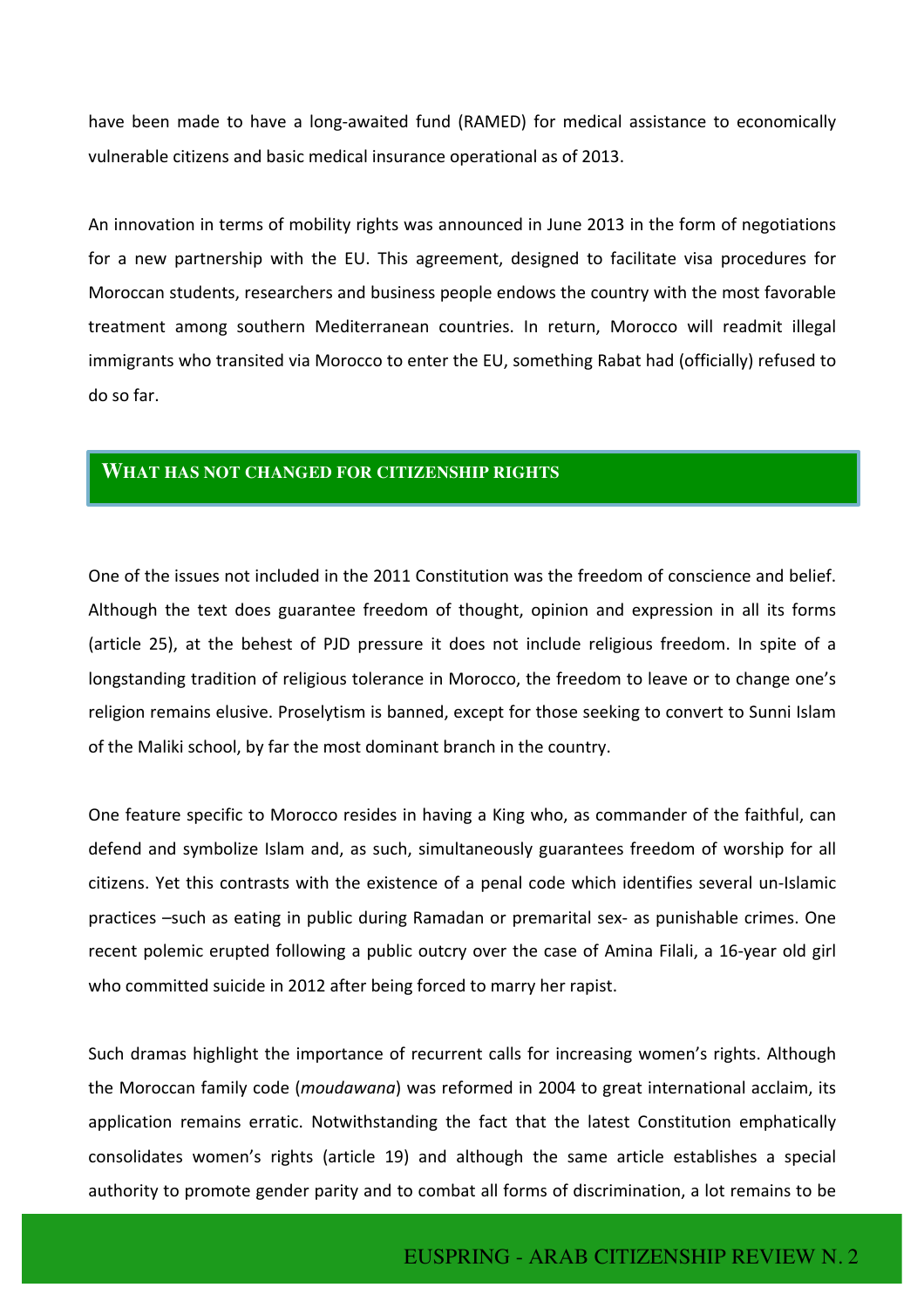have been made to have a long-awaited fund (RAMED) for medical assistance to economically vulnerable citizens and basic medical insurance operational as of 2013.

An innovation in terms of mobility rights was announced in June 2013 in the form of negotiations for a new partnership with the EU. This agreement, designed to facilitate visa procedures for Moroccan students, researchers and business people endows the country with the most favorable treatment among southern Mediterranean countries. In return, Morocco will readmit illegal immigrants who transited via Morocco to enter the EU, something Rabat had (officially) refused to do so far.

## WHAT HAS NOT CHANGED FOR CITIZENSHIP RIGHTS

One of the issues not included in the 2011 Constitution was the freedom of conscience and belief. Although the text does guarantee freedom of thought, opinion and expression in all its forms (article 25), at the behest of PJD pressure it does not include religious freedom. In spite of a longstanding tradition of religious tolerance in Morocco, the freedom to leave or to change one's religion remains elusive. Proselytism is banned, except for those seeking to convert to Sunni Islam of the Maliki school, by far the most dominant branch in the country.

One feature specific to Morocco resides in having a King who, as commander of the faithful, can defend and symbolize Islam and, as such, simultaneously guarantees freedom of worship for all citizens. Yet this contrasts with the existence of a penal code which identifies several un-Islamic practices –such as eating in public during Ramadan or premarital sex- as punishable crimes. One recent polemic erupted following a public outcry over the case of Amina Filali, a 16-year old girl who committed suicide in 2012 after being forced to marry her rapist.

Such dramas highlight the importance of recurrent calls for increasing women's rights. Although the Moroccan family code (*moudawana*) was reformed in 2004 to great international acclaim, its application remains erratic. Notwithstanding the fact that the latest Constitution emphatically consolidates women's rights (article 19) and although the same article establishes a special authority to promote gender parity and to combat all forms of discrimination, a lot remains to be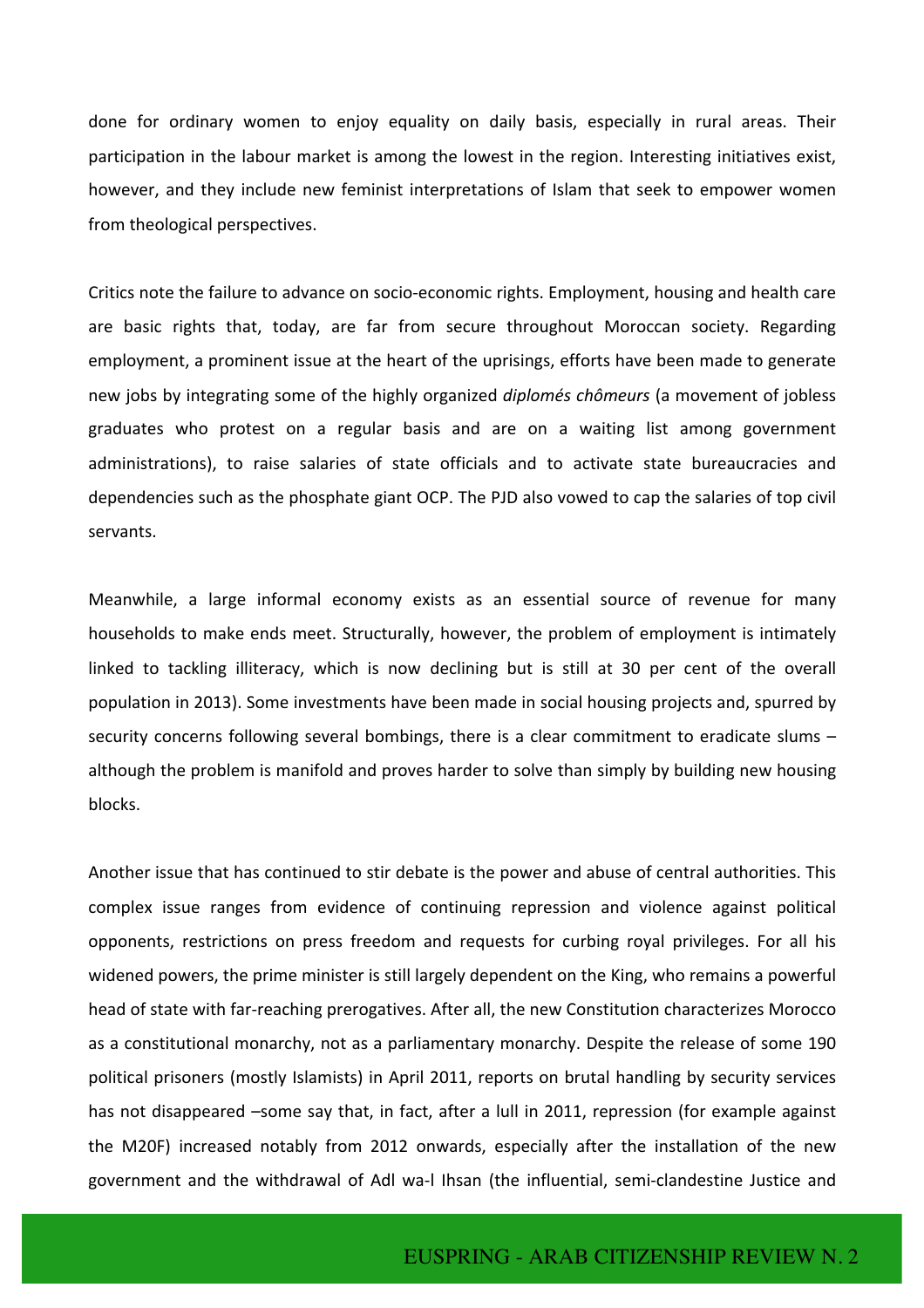done for ordinary women to enjoy equality on daily basis, especially in rural areas. Their participation in the labour market is among the lowest in the region. Interesting initiatives exist, however, and they include new feminist interpretations of Islam that seek to empower women from theological perspectives.

Critics note the failure to advance on socio-economic rights. Employment, housing and health care are basic rights that, today, are far from secure throughout Moroccan society. Regarding employment, a prominent issue at the heart of the uprisings, efforts have been made to generate new jobs by integrating some of the highly organized *diplomés chômeurs* (a movement of jobless graduates who protest on a regular basis and are on a waiting list among government administrations), to raise salaries of state officials and to activate state bureaucracies and dependencies such as the phosphate giant OCP. The PJD also vowed to cap the salaries of top civil servants.

Meanwhile, a large informal economy exists as an essential source of revenue for many households to make ends meet. Structurally, however, the problem of employment is intimately linked to tackling illiteracy, which is now declining but is still at 30 per cent of the overall population in 2013). Some investments have been made in social housing projects and, spurred by security concerns following several bombings, there is a clear commitment to eradicate slums – although the problem is manifold and proves harder to solve than simply by building new housing blocks.

Another issue that has continued to stir debate is the power and abuse of central authorities. This complex issue ranges from evidence of continuing repression and violence against political opponents, restrictions on press freedom and requests for curbing royal privileges. For all his widened powers, the prime minister is still largely dependent on the King, who remains a powerful head of state with far-reaching prerogatives. After all, the new Constitution characterizes Morocco as a constitutional monarchy, not as a parliamentary monarchy. Despite the release of some 190 political prisoners (mostly Islamists) in April 2011, reports on brutal handling by security services has not disappeared –some say that, in fact, after a lull in 2011, repression (for example against the M20F) increased notably from 2012 onwards, especially after the installation of the new government and the withdrawal of Adl wa-l Ihsan (the influential, semi-clandestine Justice and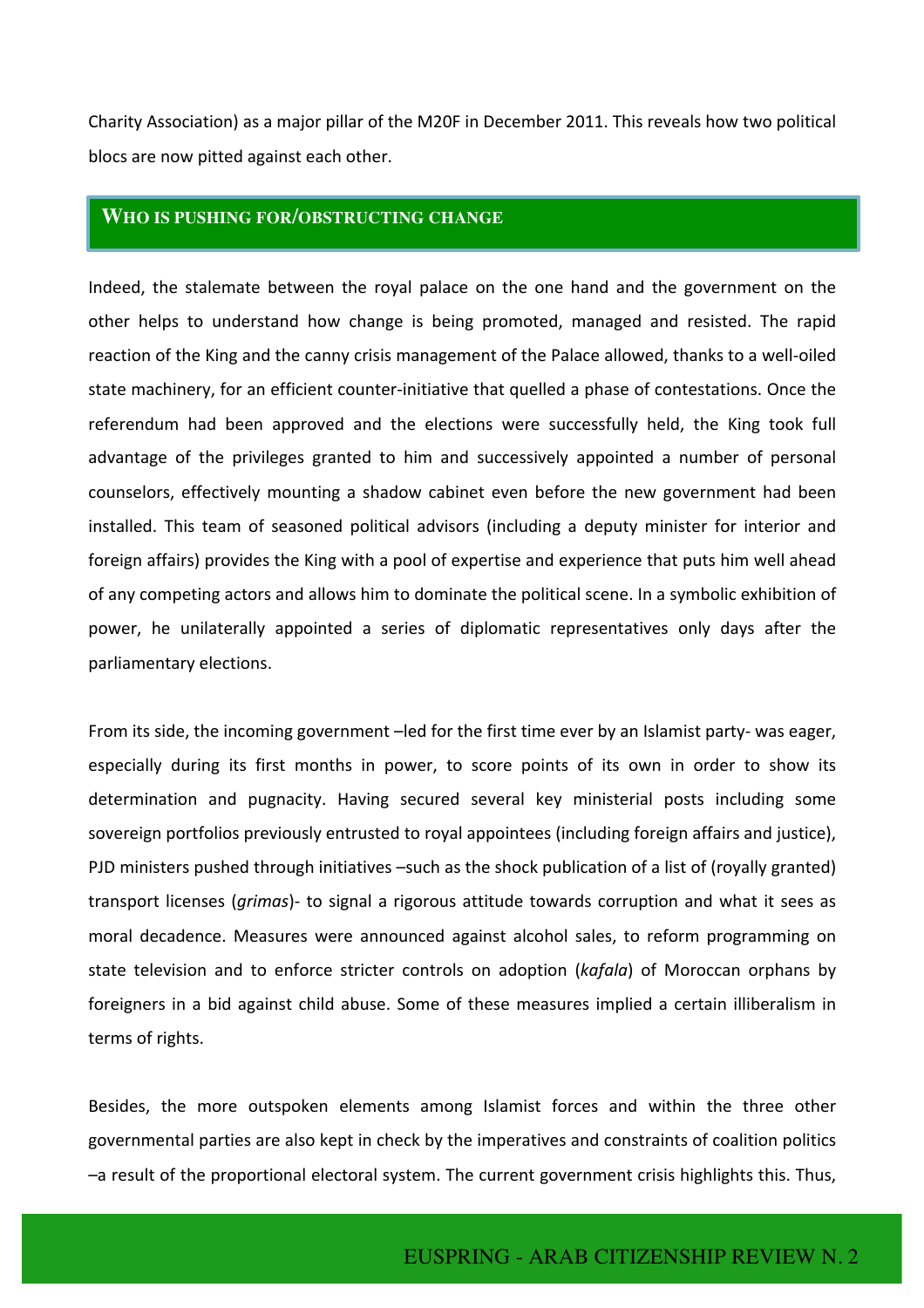Charity Association) as a major pillar of the M20F in December 2011. This reveals how two political blocs are now pitted against each other.

## WHO IS PUSHING FOR/OBSTRUCTING CHANGE

Indeed, the stalemate between the royal palace on the one hand and the government on the other helps to understand how change is being promoted, managed and resisted. The rapid reaction of the King and the canny crisis management of the Palace allowed, thanks to a well-oiled state machinery, for an efficient counter-initiative that quelled a phase of contestations. Once the referendum had been approved and the elections were successfully held, the King took full advantage of the privileges granted to him and successively appointed a number of personal counselors, effectively mounting a shadow cabinet even before the new government had been installed. This team of seasoned political advisors (including a deputy minister for interior and foreign affairs) provides the King with a pool of expertise and experience that puts him well ahead of any competing actors and allows him to dominate the political scene. In a symbolic exhibition of power, he unilaterally appointed a series of diplomatic representatives only days after the parliamentary elections.

From its side, the incoming government –led for the first time ever by an Islamist party- was eager, especially during its first months in power, to score points of its own in order to show its determination and pugnacity. Having secured several key ministerial posts including some sovereign portfolios previously entrusted to royal appointees (including foreign affairs and justice), PJD ministers pushed through initiatives –such as the shock publication of a list of (royally granted) transport licenses (*grimas*)- to signal a rigorous attitude towards corruption and what it sees as moral decadence. Measures were announced against alcohol sales, to reform programming on state television and to enforce stricter controls on adoption (*kafala*) of Moroccan orphans by foreigners in a bid against child abuse. Some of these measures implied a certain illiberalism in terms of rights.

Besides, the more outspoken elements among Islamist forces and within the three other governmental parties are also kept in check by the imperatives and constraints of coalition politics –a result of the proportional electoral system. The current government crisis highlights this. Thus,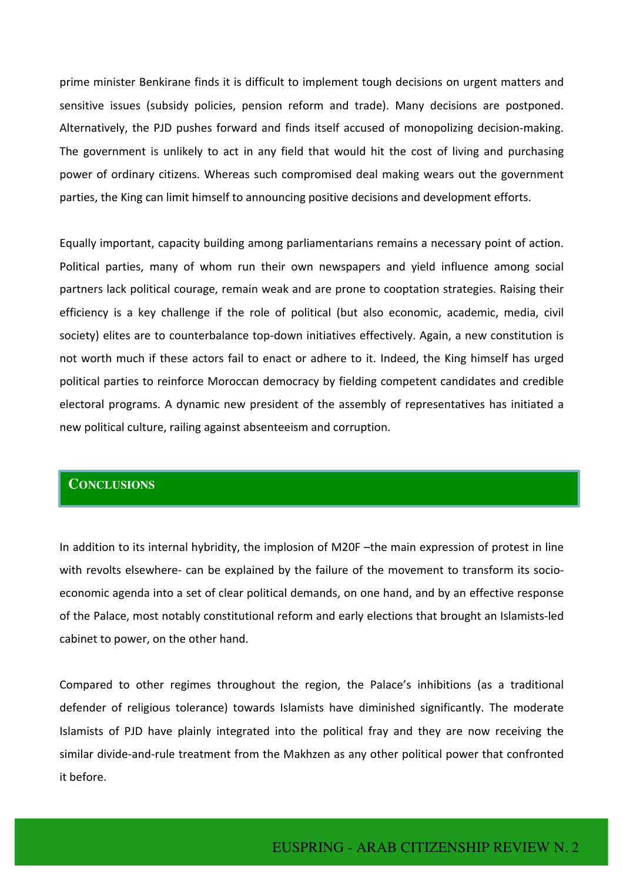prime minister Benkirane finds it is difficult to implement tough decisions on urgent matters and sensitive issues (subsidy policies, pension reform and trade). Many decisions are postponed. Alternatively, the PJD pushes forward and finds itself accused of monopolizing decision-making. The government is unlikely to act in any field that would hit the cost of living and purchasing power of ordinary citizens. Whereas such compromised deal making wears out the government parties, the King can limit himself to announcing positive decisions and development efforts.

Equally important, capacity building among parliamentarians remains a necessary point of action. Political parties, many of whom run their own newspapers and yield influence among social partners lack political courage, remain weak and are prone to cooptation strategies. Raising their efficiency is a key challenge if the role of political (but also economic, academic, media, civil society) elites are to counterbalance top-down initiatives effectively. Again, a new constitution is not worth much if these actors fail to enact or adhere to it. Indeed, the King himself has urged political parties to reinforce Moroccan democracy by fielding competent candidates and credible electoral programs. A dynamic new president of the assembly of representatives has initiated a new political culture, railing against absenteeism and corruption.

## Conclusions

In addition to its internal hybridity, the implosion of M20F –the main expression of protest in line with revolts elsewhere- can be explained by the failure of the movement to transform its socio-economic agenda into a set of clear political demands, on one hand, and by an effective response of the Palace, most notably constitutional reform and early elections that brought an Islamists-led cabinet to power, on the other hand.

Compared to other regimes throughout the region, the Palace's inhibitions (as a traditional defender of religious tolerance) towards Islamists have diminished significantly. The moderate Islamists of PJD have plainly integrated into the political fray and they are now receiving the similar divide-and-rule treatment from the Makhzen as any other political power that confronted it before.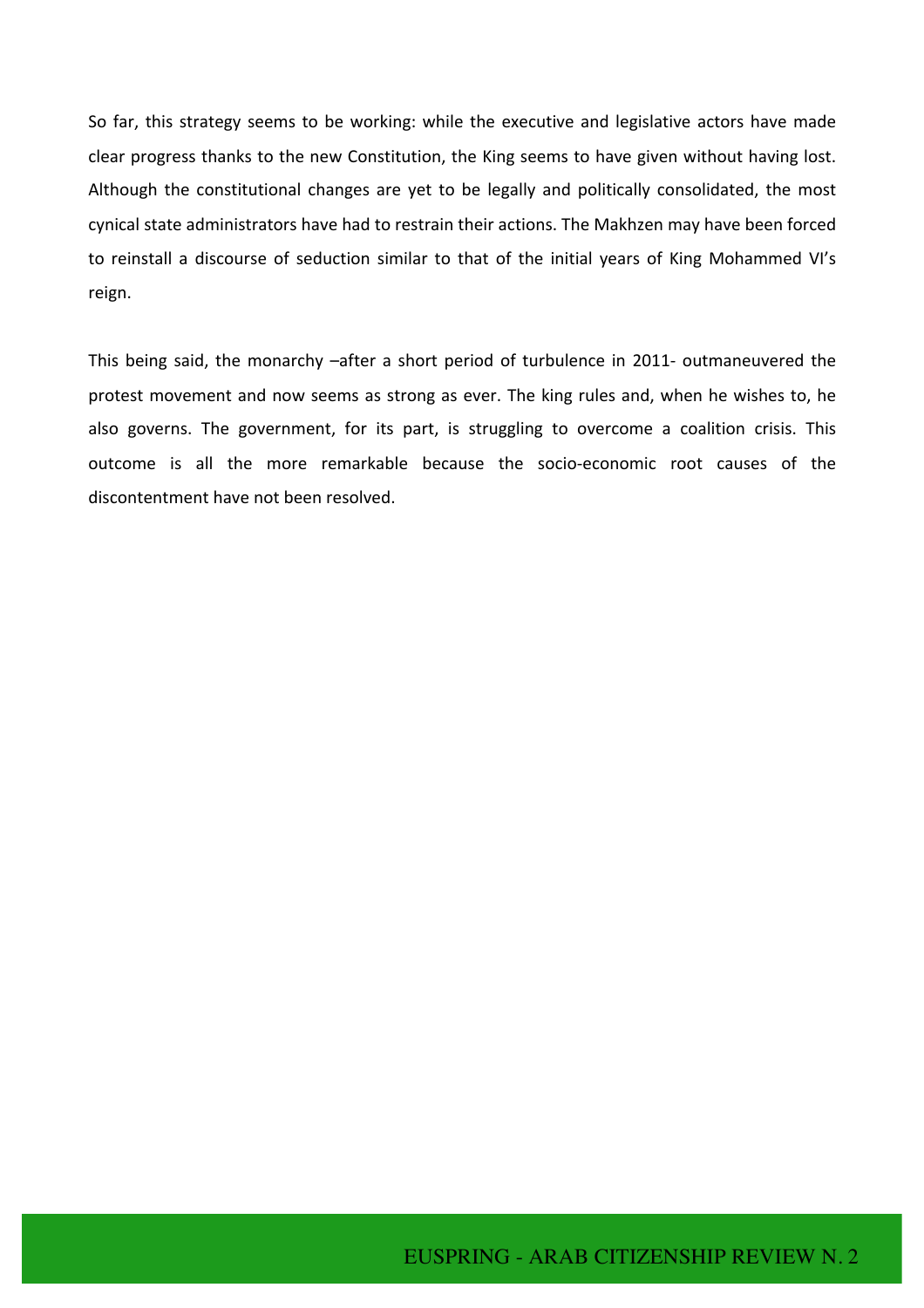So far, this strategy seems to be working: while the executive and legislative actors have made clear progress thanks to the new Constitution, the King seems to have given without having lost. Although the constitutional changes are yet to be legally and politically consolidated, the most cynical state administrators have had to restrain their actions. The Makhzen may have been forced to reinstall a discourse of seduction similar to that of the initial years of King Mohammed VI's reign.

This being said, the monarchy –after a short period of turbulence in 2011- outmaneuvered the protest movement and now seems as strong as ever. The king rules and, when he wishes to, he also governs. The government, for its part, is struggling to overcome a coalition crisis. This outcome is all the more remarkable because the socio-economic root causes of the discontentment have not been resolved.